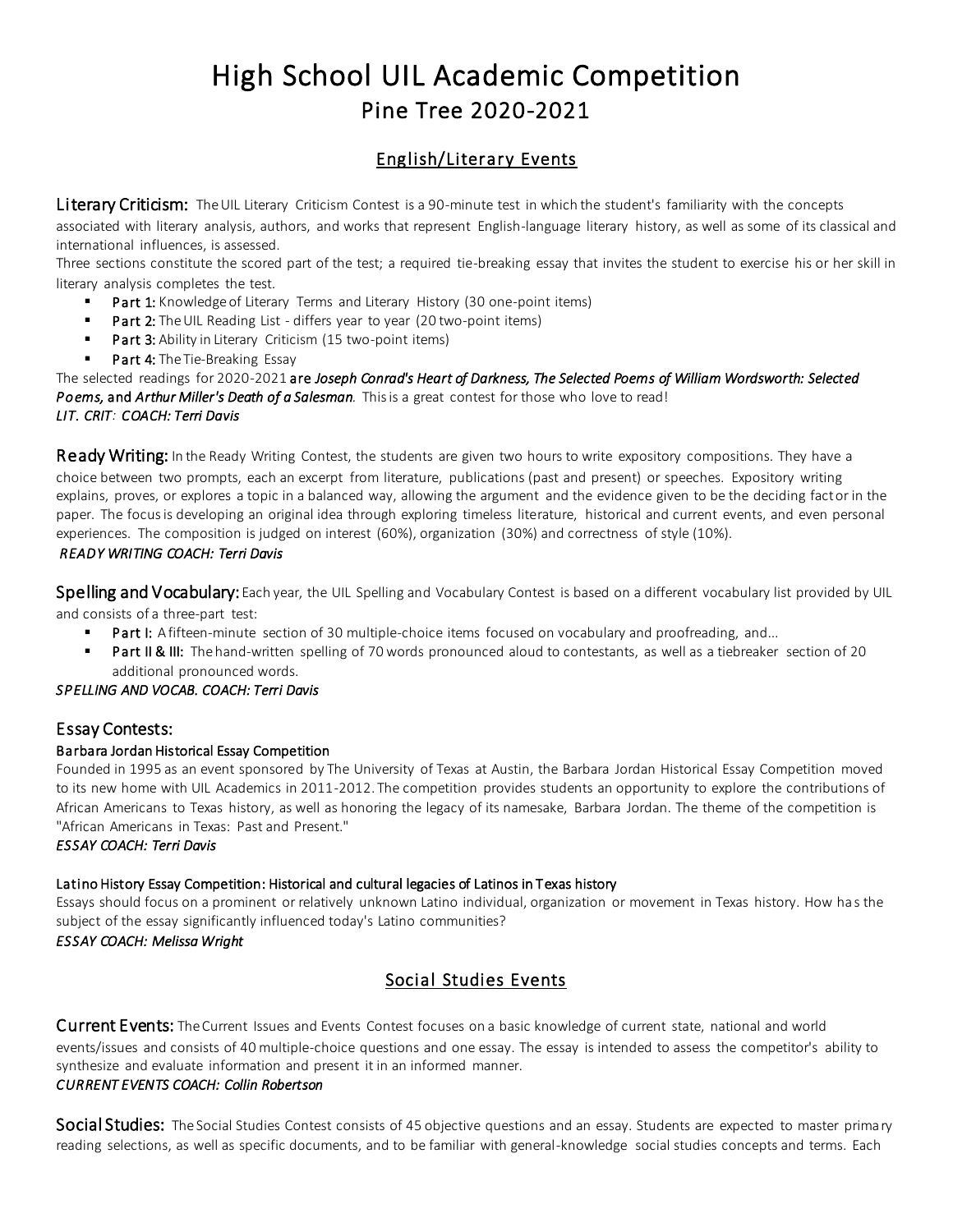# High School UIL Academic Competition
## Pine Tree 2020-2021

## English/Literary Events

**Literary Criticism:** The UIL Literary Criticism Contest is a 90-minute test in which the student's familiarity with the concepts associated with literary analysis, authors, and works that represent English-language literary history, as well as some of its classical and international influences, is assessed.
Three sections constitute the scored part of the test; a required tie-breaking essay that invites the student to exercise his or her skill in literary analysis completes the test.

- **Part 1:** Knowledge of Literary Terms and Literary History (30 one-point items)
- **Part 2:** The UIL Reading List - differs year to year (20 two-point items)
- **Part 3:** Ability in Literary Criticism (15 two-point items)
- **Part 4:** The Tie-Breaking Essay

The selected readings for 2020-2021 **are** ***Joseph Conrad's Heart of Darkness, The Selected Poems of William Wordsworth: Selected Poems,*** **and** ***Arthur Miller's Death of a Salesman.*** This is a great contest for those who love to read!
*LIT. CRIT: COACH: Terri Davis*

**Ready Writing:** In the Ready Writing Contest, the students are given two hours to write expository compositions. They have a choice between two prompts, each an excerpt from literature, publications (past and present) or speeches. Expository writing explains, proves, or explores a topic in a balanced way, allowing the argument and the evidence given to be the deciding factor in the paper. The focus is developing an original idea through exploring timeless literature, historical and current events, and even personal experiences. The composition is judged on interest (60%), organization (30%) and correctness of style (10%).
*READY WRITING COACH: Terri Davis*

**Spelling and Vocabulary:** Each year, the UIL Spelling and Vocabulary Contest is based on a different vocabulary list provided by UIL and consists of a three-part test:

- **Part I:** A fifteen-minute section of 30 multiple-choice items focused on vocabulary and proofreading, and...
- **Part II & III:** The hand-written spelling of 70 words pronounced aloud to contestants, as well as a tiebreaker section of 20 additional pronounced words.

*SPELLING AND VOCAB. COACH: Terri Davis*

### Essay Contests:

**Barbara Jordan Historical Essay Competition**
Founded in 1995 as an event sponsored by The University of Texas at Austin, the Barbara Jordan Historical Essay Competition moved to its new home with UIL Academics in 2011-2012. The competition provides students an opportunity to explore the contributions of African Americans to Texas history, as well as honoring the legacy of its namesake, Barbara Jordan. The theme of the competition is "African Americans in Texas: Past and Present."
*ESSAY COACH: Terri Davis*

**Latino History Essay Competition: Historical and cultural legacies of Latinos in Texas history**
Essays should focus on a prominent or relatively unknown Latino individual, organization or movement in Texas history. How has the subject of the essay significantly influenced today's Latino communities?
*ESSAY COACH: Melissa Wright*

## Social Studies Events

**Current Events:** The Current Issues and Events Contest focuses on a basic knowledge of current state, national and world events/issues and consists of 40 multiple-choice questions and one essay. The essay is intended to assess the competitor's ability to synthesize and evaluate information and present it in an informed manner.
*CURRENT EVENTS COACH: Collin Robertson*

**Social Studies:** The Social Studies Contest consists of 45 objective questions and an essay. Students are expected to master primary reading selections, as well as specific documents, and to be familiar with general-knowledge social studies concepts and terms. Each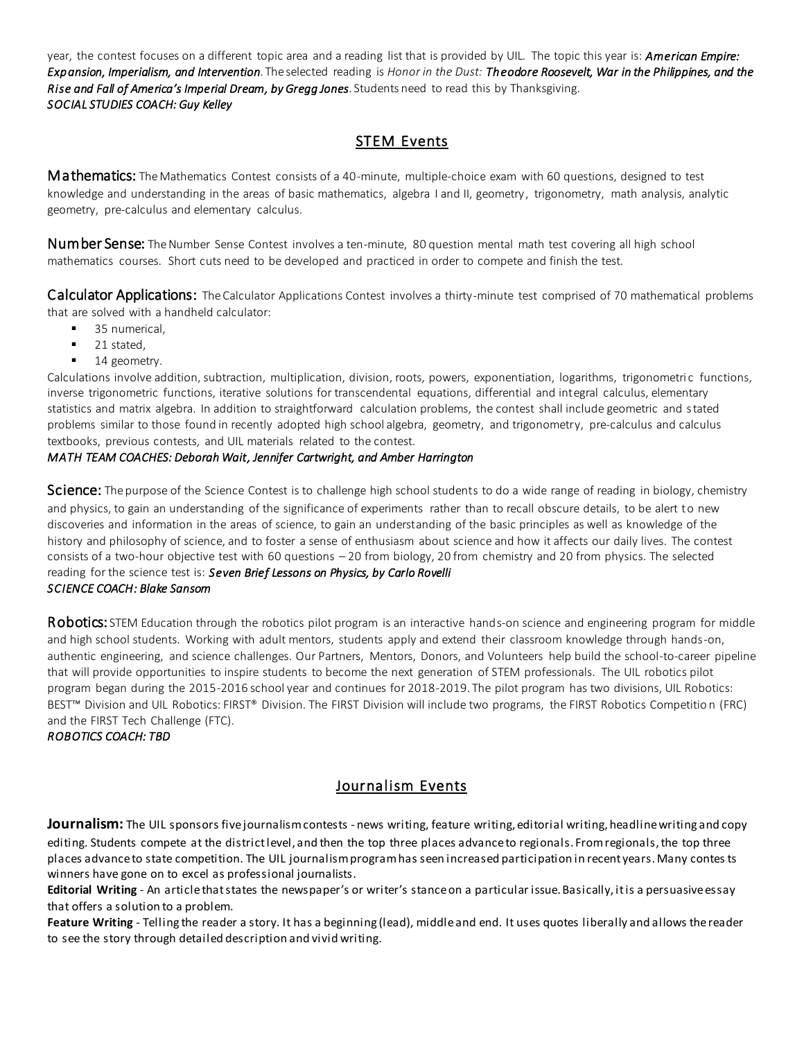year, the contest focuses on a different topic area and a reading list that is provided by UIL. The topic this year is: ***American Empire: Expansion, Imperialism, and Intervention***. The selected reading is *Honor in the Dust:* ***Theodore Roosevelt, War in the Philippines, and the Rise and Fall of America's Imperial Dream, by Gregg Jones***. Students need to read this by Thanksgiving.
*SOCIAL STUDIES COACH: Guy Kelley*

## STEM Events

**Mathematics:** The Mathematics Contest consists of a 40-minute, multiple-choice exam with 60 questions, designed to test knowledge and understanding in the areas of basic mathematics, algebra I and II, geometry, trigonometry, math analysis, analytic geometry, pre-calculus and elementary calculus.

**Number Sense:** The Number Sense Contest involves a ten-minute, 80 question mental math test covering all high school mathematics courses. Short cuts need to be developed and practiced in order to compete and finish the test.

**Calculator Applications:** The Calculator Applications Contest involves a thirty-minute test comprised of 70 mathematical problems that are solved with a handheld calculator:

- 35 numerical,
- 21 stated,
- 14 geometry.

Calculations involve addition, subtraction, multiplication, division, roots, powers, exponentiation, logarithms, trigonometric functions, inverse trigonometric functions, iterative solutions for transcendental equations, differential and integral calculus, elementary statistics and matrix algebra. In addition to straightforward calculation problems, the contest shall include geometric and stated problems similar to those found in recently adopted high school algebra, geometry, and trigonometry, pre-calculus and calculus textbooks, previous contests, and UIL materials related to the contest.
*MATH TEAM COACHES: Deborah Wait, Jennifer Cartwright, and Amber Harrington*

**Science:** The purpose of the Science Contest is to challenge high school students to do a wide range of reading in biology, chemistry and physics, to gain an understanding of the significance of experiments rather than to recall obscure details, to be alert to new discoveries and information in the areas of science, to gain an understanding of the basic principles as well as knowledge of the history and philosophy of science, and to foster a sense of enthusiasm about science and how it affects our daily lives. The contest consists of a two-hour objective test with 60 questions – 20 from biology, 20 from chemistry and 20 from physics. The selected reading for the science test is: ***Seven Brief Lessons on Physics, by Carlo Rovelli***
*SCIENCE COACH: Blake Sansom*

**Robotics:** STEM Education through the robotics pilot program is an interactive hands-on science and engineering program for middle and high school students. Working with adult mentors, students apply and extend their classroom knowledge through hands-on, authentic engineering, and science challenges. Our Partners, Mentors, Donors, and Volunteers help build the school-to-career pipeline that will provide opportunities to inspire students to become the next generation of STEM professionals. The UIL robotics pilot program began during the 2015-2016 school year and continues for 2018-2019. The pilot program has two divisions, UIL Robotics: BEST™ Division and UIL Robotics: FIRST® Division. The FIRST Division will include two programs, the FIRST Robotics Competition (FRC) and the FIRST Tech Challenge (FTC).
*ROBOTICS COACH: TBD*

## Journalism Events

**Journalism:** The UIL sponsors five journalism contests - news writing, feature writing, editorial writing, headline writing and copy editing. Students compete at the district level, and then the top three places advance to regionals. From regionals, the top three places advance to state competition. The UIL journalism program has seen increased participation in recent years. Many contests winners have gone on to excel as professional journalists.
**Editorial Writing** - An article that states the newspaper's or writer's stance on a particular issue. Basically, it is a persuasive essay that offers a solution to a problem.
**Feature Writing** - Telling the reader a story. It has a beginning (lead), middle and end. It uses quotes liberally and allows the reader to see the story through detailed description and vivid writing.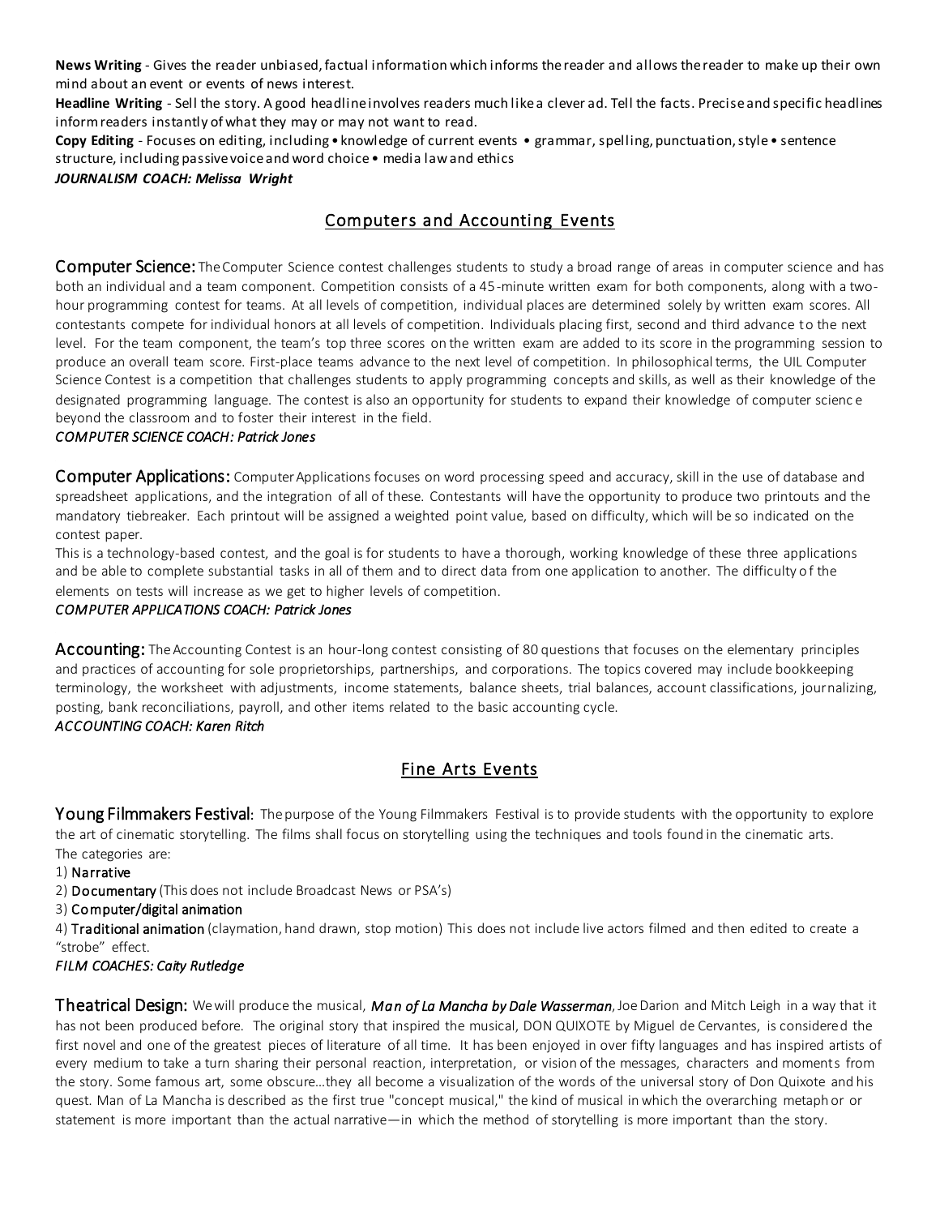**News Writing** - Gives the reader unbiased, factual information which informs the reader and allows the reader to make up their own mind about an event or events of news interest.

**Headline Writing** - Sell the story. A good headline involves readers much like a clever ad. Tell the facts. Precise and specific headlines inform readers instantly of what they may or may not want to read.

**Copy Editing** - Focuses on editing, including • knowledge of current events • grammar, spelling, punctuation, style • sentence structure, including passive voice and word choice • media law and ethics

***JOURNALISM COACH: Melissa Wright***

## Computers and Accounting Events

**Computer Science:** The Computer Science contest challenges students to study a broad range of areas in computer science and has both an individual and a team component. Competition consists of a 45-minute written exam for both components, along with a two-hour programming contest for teams. At all levels of competition, individual places are determined solely by written exam scores. All contestants compete for individual honors at all levels of competition. Individuals placing first, second and third advance to the next level. For the team component, the team's top three scores on the written exam are added to its score in the programming session to produce an overall team score. First-place teams advance to the next level of competition. In philosophical terms, the UIL Computer Science Contest is a competition that challenges students to apply programming concepts and skills, as well as their knowledge of the designated programming language. The contest is also an opportunity for students to expand their knowledge of computer science beyond the classroom and to foster their interest in the field.

*COMPUTER SCIENCE COACH: Patrick Jones*

**Computer Applications:** Computer Applications focuses on word processing speed and accuracy, skill in the use of database and spreadsheet applications, and the integration of all of these. Contestants will have the opportunity to produce two printouts and the mandatory tiebreaker. Each printout will be assigned a weighted point value, based on difficulty, which will be so indicated on the contest paper.

This is a technology-based contest, and the goal is for students to have a thorough, working knowledge of these three applications and be able to complete substantial tasks in all of them and to direct data from one application to another. The difficulty of the elements on tests will increase as we get to higher levels of competition.

*COMPUTER APPLICATIONS COACH: Patrick Jones*

**Accounting:** The Accounting Contest is an hour-long contest consisting of 80 questions that focuses on the elementary principles and practices of accounting for sole proprietorships, partnerships, and corporations. The topics covered may include bookkeeping terminology, the worksheet with adjustments, income statements, balance sheets, trial balances, account classifications, journalizing, posting, bank reconciliations, payroll, and other items related to the basic accounting cycle.

*ACCOUNTING COACH: Karen Ritch*

## Fine Arts Events

**Young Filmmakers Festival:** The purpose of the Young Filmmakers Festival is to provide students with the opportunity to explore the art of cinematic storytelling. The films shall focus on storytelling using the techniques and tools found in the cinematic arts.
The categories are:

1) Narrative
2) Documentary (This does not include Broadcast News or PSA's)
3) Computer/digital animation
4) Traditional animation (claymation, hand drawn, stop motion) This does not include live actors filmed and then edited to create a "strobe" effect.

*FILM COACHES: Caity Rutledge*

**Theatrical Design:** We will produce the musical, ***Man of La Mancha by Dale Wasserman***, Joe Darion and Mitch Leigh in a way that it has not been produced before. The original story that inspired the musical, DON QUIXOTE by Miguel de Cervantes, is considered the first novel and one of the greatest pieces of literature of all time. It has been enjoyed in over fifty languages and has inspired artists of every medium to take a turn sharing their personal reaction, interpretation, or vision of the messages, characters and moments from the story. Some famous art, some obscure…they all become a visualization of the words of the universal story of Don Quixote and his quest. Man of La Mancha is described as the first true "concept musical," the kind of musical in which the overarching metaphor or statement is more important than the actual narrative—in which the method of storytelling is more important than the story.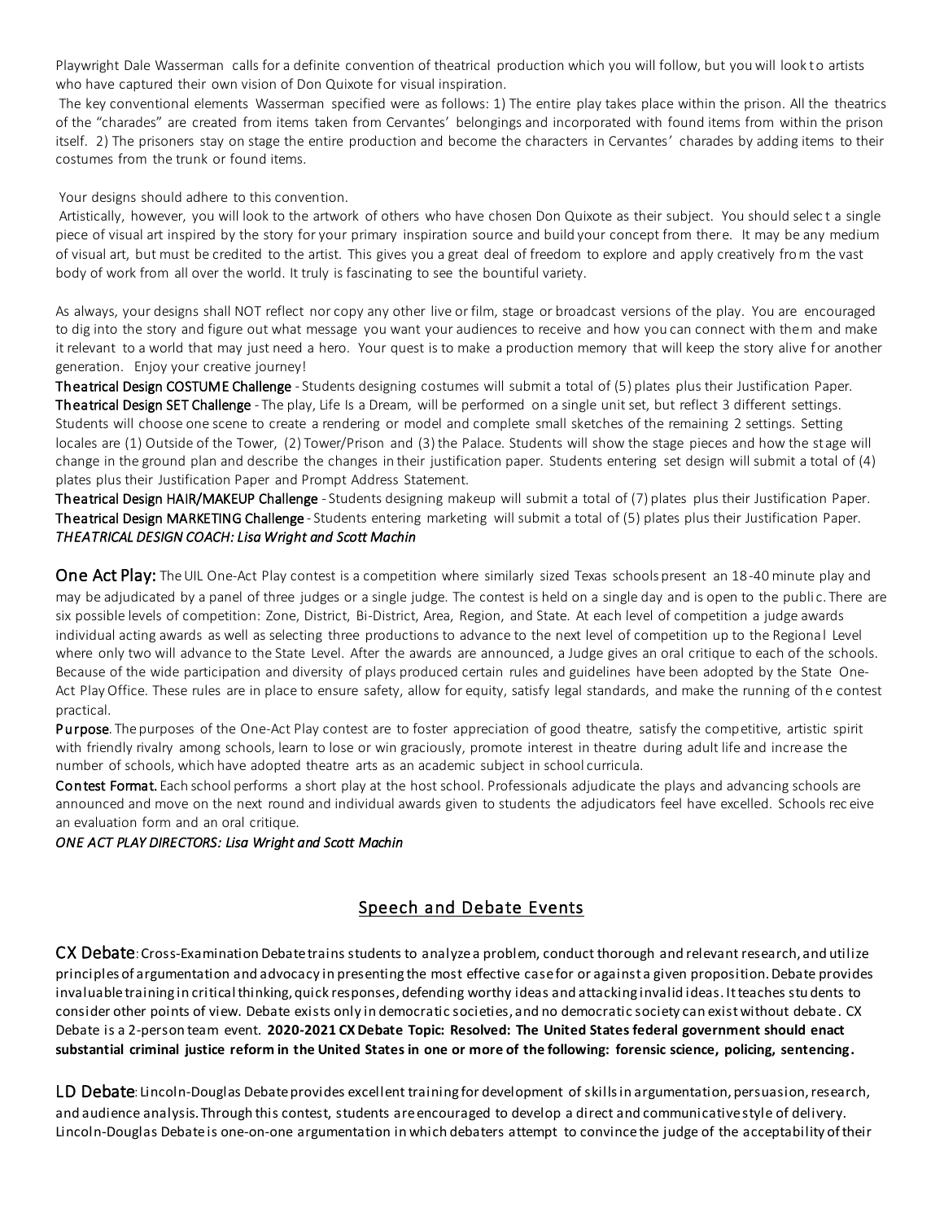Playwright Dale Wasserman calls for a definite convention of theatrical production which you will follow, but you will look to artists who have captured their own vision of Don Quixote for visual inspiration.

The key conventional elements Wasserman specified were as follows: 1) The entire play takes place within the prison. All the theatrics of the "charades" are created from items taken from Cervantes' belongings and incorporated with found items from within the prison itself. 2) The prisoners stay on stage the entire production and become the characters in Cervantes' charades by adding items to their costumes from the trunk or found items.

Your designs should adhere to this convention.

Artistically, however, you will look to the artwork of others who have chosen Don Quixote as their subject. You should select a single piece of visual art inspired by the story for your primary inspiration source and build your concept from there. It may be any medium of visual art, but must be credited to the artist. This gives you a great deal of freedom to explore and apply creatively from the vast body of work from all over the world. It truly is fascinating to see the bountiful variety.

As always, your designs shall NOT reflect nor copy any other live or film, stage or broadcast versions of the play. You are encouraged to dig into the story and figure out what message you want your audiences to receive and how you can connect with them and make it relevant to a world that may just need a hero. Your quest is to make a production memory that will keep the story alive for another generation. Enjoy your creative journey!

**Theatrical Design COSTUME Challenge** - Students designing costumes will submit a total of (5) plates plus their Justification Paper.

**Theatrical Design SET Challenge** - The play, Life Is a Dream, will be performed on a single unit set, but reflect 3 different settings. Students will choose one scene to create a rendering or model and complete small sketches of the remaining 2 settings. Setting locales are (1) Outside of the Tower, (2) Tower/Prison and (3) the Palace. Students will show the stage pieces and how the stage will change in the ground plan and describe the changes in their justification paper. Students entering set design will submit a total of (4) plates plus their Justification Paper and Prompt Address Statement.

**Theatrical Design HAIR/MAKEUP Challenge** - Students designing makeup will submit a total of (7) plates plus their Justification Paper.

**Theatrical Design MARKETING Challenge** - Students entering marketing will submit a total of (5) plates plus their Justification Paper.

*THEATRICAL DESIGN COACH: Lisa Wright and Scott Machin*

**One Act Play:** The UIL One-Act Play contest is a competition where similarly sized Texas schools present an 18-40 minute play and may be adjudicated by a panel of three judges or a single judge. The contest is held on a single day and is open to the public. There are six possible levels of competition: Zone, District, Bi-District, Area, Region, and State. At each level of competition a judge awards individual acting awards as well as selecting three productions to advance to the next level of competition up to the Regional Level where only two will advance to the State Level. After the awards are announced, a Judge gives an oral critique to each of the schools. Because of the wide participation and diversity of plays produced certain rules and guidelines have been adopted by the State One-Act Play Office. These rules are in place to ensure safety, allow for equity, satisfy legal standards, and make the running of the contest practical.

**Purpose**. The purposes of the One-Act Play contest are to foster appreciation of good theatre, satisfy the competitive, artistic spirit with friendly rivalry among schools, learn to lose or win graciously, promote interest in theatre during adult life and increase the number of schools, which have adopted theatre arts as an academic subject in school curricula.

**Contest Format.** Each school performs a short play at the host school. Professionals adjudicate the plays and advancing schools are announced and move on the next round and individual awards given to students the adjudicators feel have excelled. Schools receive an evaluation form and an oral critique.

*ONE ACT PLAY DIRECTORS: Lisa Wright and Scott Machin*

## Speech and Debate Events

**CX Debate**: Cross-Examination Debate trains students to analyze a problem, conduct thorough and relevant research, and utilize principles of argumentation and advocacy in presenting the most effective case for or against a given proposition. Debate provides invaluable training in critical thinking, quick responses, defending worthy ideas and attacking invalid ideas. It teaches students to consider other points of view. Debate exists only in democratic societies, and no democratic society can exist without debate. CX Debate is a 2-person team event. **2020-2021 CX Debate Topic: Resolved: The United States federal government should enact substantial criminal justice reform in the United States in one or more of the following: forensic science, policing, sentencing.**

**LD Debate**: Lincoln-Douglas Debate provides excellent training for development of skills in argumentation, persuasion, research, and audience analysis. Through this contest, students are encouraged to develop a direct and communicative style of delivery. Lincoln-Douglas Debate is one-on-one argumentation in which debaters attempt to convince the judge of the acceptability of their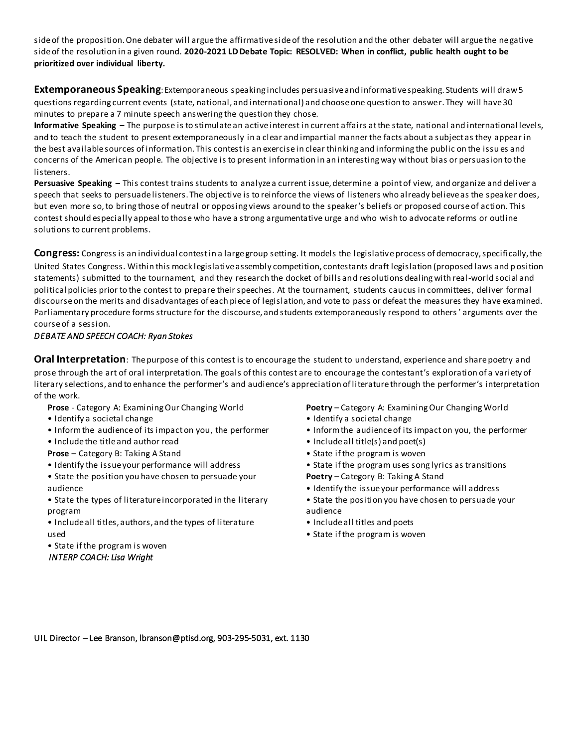side of the proposition. One debater will argue the affirmative side of the resolution and the other debater will argue the negative side of the resolution in a given round. **2020-2021 LD Debate Topic: RESOLVED: When in conflict, public health ought to be prioritized over individual liberty.**

**Extemporaneous Speaking**: Extemporaneous speaking includes persuasive and informative speaking. Students will draw 5 questions regarding current events (state, national, and international) and choose one question to answer. They will have 30 minutes to prepare a 7 minute speech answering the question they chose.

**Informative Speaking –** The purpose is to stimulate an active interest in current affairs at the state, national and international levels, and to teach the student to present extemporaneously in a clear and impartial manner the facts about a subject as they appear in the best available sources of information. This contest is an exercise in clear thinking and informing the public on the issues and concerns of the American people. The objective is to present information in an interesting way without bias or persuasion to the listeners.

**Persuasive Speaking –** This contest trains students to analyze a current issue, determine a point of view, and organize and deliver a speech that seeks to persuade listeners. The objective is to reinforce the views of listeners who already believe as the speaker does, but even more so, to bring those of neutral or opposing views around to the speaker's beliefs or proposed course of action. This contest should especially appeal to those who have a strong argumentative urge and who wish to advocate reforms or outline solutions to current problems.

**Congress:** Congress is an individual contest in a large group setting. It models the legislative process of democracy, specifically, the United States Congress. Within this mock legislative assembly competition, contestants draft legislation (proposed laws and position statements) submitted to the tournament, and they research the docket of bills and resolutions dealing with real-world social and political policies prior to the contest to prepare their speeches. At the tournament, students caucus in committees, deliver formal discourse on the merits and disadvantages of each piece of legislation, and vote to pass or defeat the measures they have examined. Parliamentary procedure forms structure for the discourse, and students extemporaneously respond to others' arguments over the course of a session.

*DEBATE AND SPEECH COACH: Ryan Stokes*

**Oral Interpretation**: The purpose of this contest is to encourage the student to understand, experience and share poetry and prose through the art of oral interpretation. The goals of this contest are to encourage the contestant's exploration of a variety of literary selections, and to enhance the performer's and audience's appreciation of literature through the performer's interpretation of the work.

**Prose** - Category A: Examining Our Changing World
- Identify a societal change
- Inform the audience of its impact on you, the performer
- Include the title and author read

**Prose** – Category B: Taking A Stand
- Identify the issue your performance will address
- State the position you have chosen to persuade your audience
- State the types of literature incorporated in the literary program
- Include all titles, authors, and the types of literature used
- State if the program is woven

*INTERP COACH: Lisa Wright*

**Poetry** – Category A: Examining Our Changing World
- Identify a societal change
- Inform the audience of its impact on you, the performer
- Include all title(s) and poet(s)
- State if the program is woven
- State if the program uses song lyrics as transitions

**Poetry** – Category B: Taking A Stand
- Identify the issue your performance will address
- State the position you have chosen to persuade your audience
- Include all titles and poets
- State if the program is woven

UIL Director – Lee Branson, lbranson@ptisd.org, 903-295-5031, ext. 1130